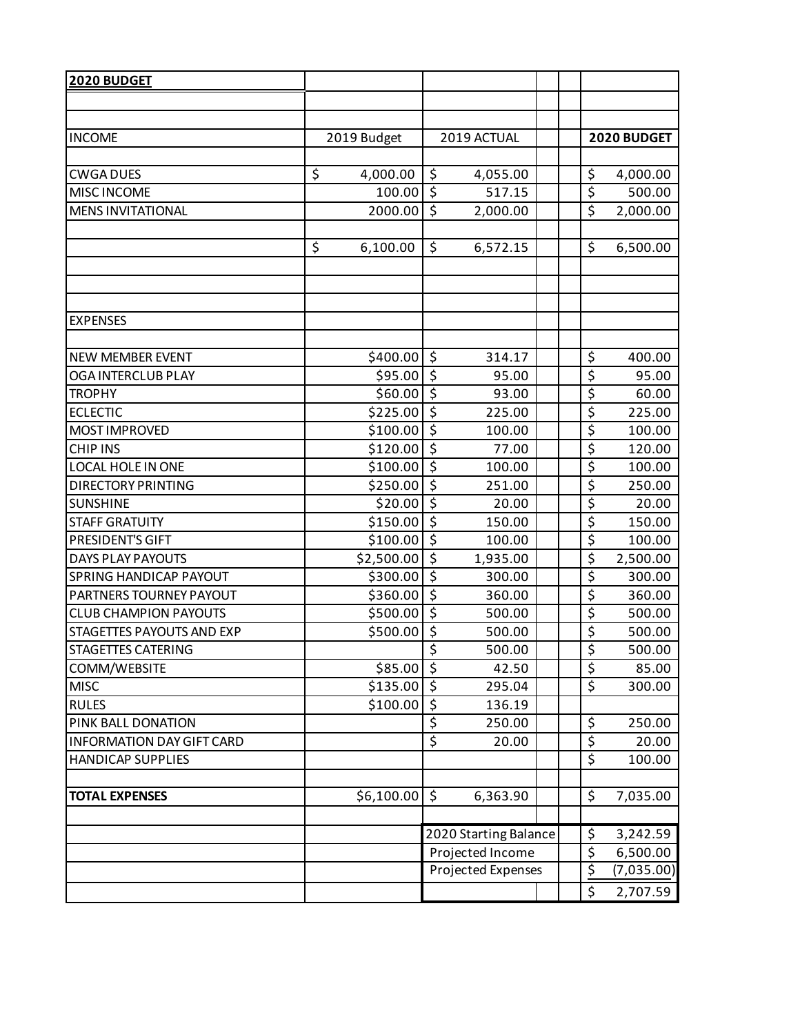**2020 BUDGET**

| INCOME | 2019 Budget | 2019 ACTUAL | 2020 BUDGET |
|---|---|---|---|
| CWGA DUES | $ 4,000.00 | $ 4,055.00 | $ 4,000.00 |
| MISC INCOME | 100.00 | $ 517.15 | $ 500.00 |
| MENS INVITATIONAL | 2000.00 | $ 2,000.00 | $ 2,000.00 |
| | | | |
| | $ 6,100.00 | $ 6,572.15 | $ 6,500.00 |
| | | | |
| **EXPENSES** | | | |
| | | | |
| NEW MEMBER EVENT | $400.00 | $ 314.17 | $ 400.00 |
| OGA INTERCLUB PLAY | $95.00 | $ 95.00 | $ 95.00 |
| TROPHY | $60.00 | $ 93.00 | $ 60.00 |
| ECLECTIC | $225.00 | $ 225.00 | $ 225.00 |
| MOST IMPROVED | $100.00 | $ 100.00 | $ 100.00 |
| CHIP INS | $120.00 | $ 77.00 | $ 120.00 |
| LOCAL HOLE IN ONE | $100.00 | $ 100.00 | $ 100.00 |
| DIRECTORY PRINTING | $250.00 | $ 251.00 | $ 250.00 |
| SUNSHINE | $20.00 | $ 20.00 | $ 20.00 |
| STAFF GRATUITY | $150.00 | $ 150.00 | $ 150.00 |
| PRESIDENT'S GIFT | $100.00 | $ 100.00 | $ 100.00 |
| DAYS PLAY PAYOUTS | $2,500.00 | $ 1,935.00 | $ 2,500.00 |
| SPRING HANDICAP PAYOUT | $300.00 | $ 300.00 | $ 300.00 |
| PARTNERS TOURNEY PAYOUT | $360.00 | $ 360.00 | $ 360.00 |
| CLUB CHAMPION PAYOUTS | $500.00 | $ 500.00 | $ 500.00 |
| STAGETTES PAYOUTS AND EXP | $500.00 | $ 500.00 | $ 500.00 |
| STAGETTES CATERING | | $ 500.00 | $ 500.00 |
| COMM/WEBSITE | $85.00 | $ 42.50 | $ 85.00 |
| MISC | $135.00 | $ 295.04 | $ 300.00 |
| RULES | $100.00 | $ 136.19 | |
| PINK BALL DONATION | | $ 250.00 | $ 250.00 |
| INFORMATION DAY GIFT CARD | | $ 20.00 | $ 20.00 |
| HANDICAP SUPPLIES | | | $ 100.00 |
| | | | |
| **TOTAL EXPENSES** | $6,100.00 | $ 6,363.90 | $ 7,035.00 |
| | | | |
| | | 2020 Starting Balance | $ 3,242.59 |
| | | Projected Income | $ 6,500.00 |
| | | Projected Expenses | $ (7,035.00) |
| | | | $ 2,707.59 |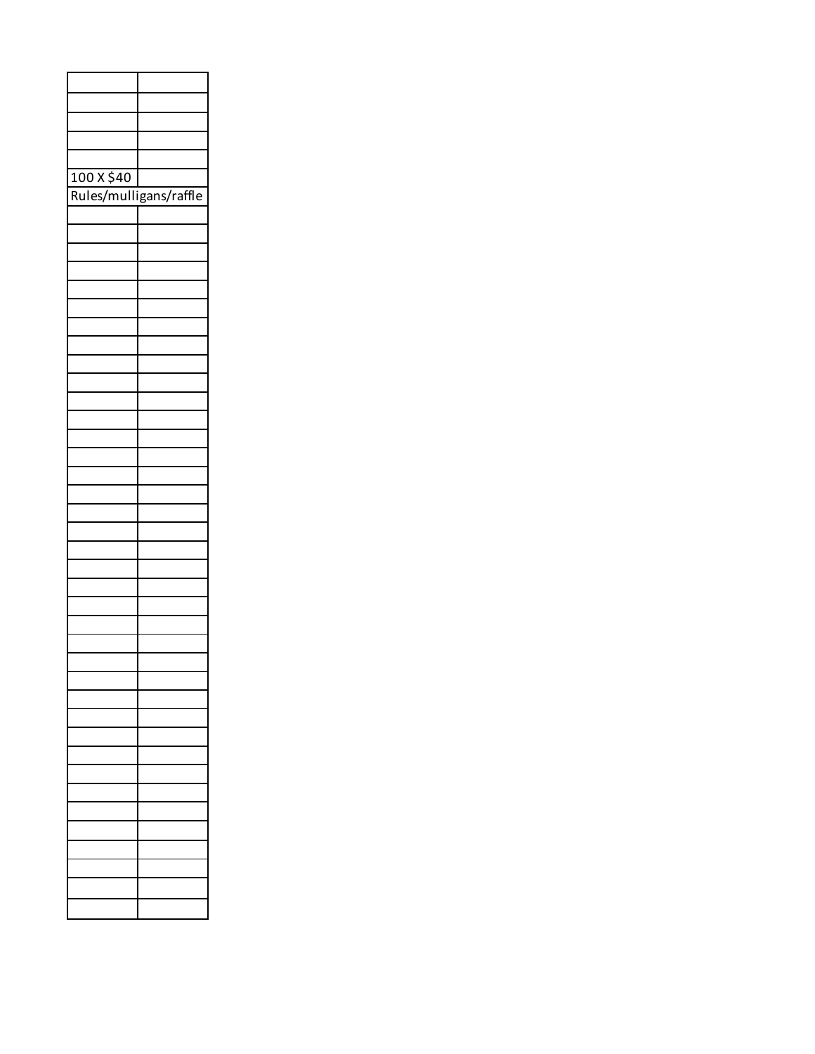| | |
|---|---|
| | |
| | |
| | |
| | |
| 100 X $40 | |
| Rules/mulligans/raffle | |
| | |
| | |
| | |
| | |
| | |
| | |
| | |
| | |
| | |
| | |
| | |
| | |
| | |
| | |
| | |
| | |
| | |
| | |
| | |
| | |
| | |
| | |
| | |
| | |
| | |
| | |
| | |
| | |
| | |
| | |
| | |
| | |
| | |
| | |
| | |
| | |
| | |
| | |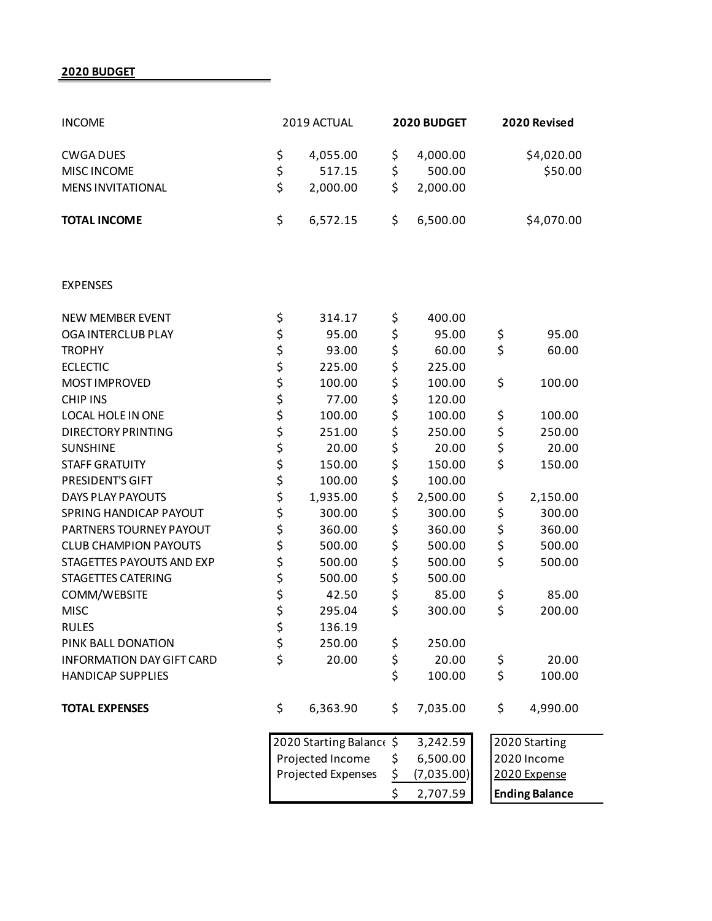## 2020 BUDGET

| INCOME | 2019 ACTUAL | 2020 BUDGET | 2020 Revised |
|---|---|---|---|
| CWGA DUES | $ 4,055.00 | $ 4,000.00 | $4,020.00 |
| MISC INCOME | $ 517.15 | $ 500.00 | $50.00 |
| MENS INVITATIONAL | $ 2,000.00 | $ 2,000.00 | |
| **TOTAL INCOME** | $ 6,572.15 | $ 6,500.00 | $4,070.00 |

| EXPENSES | 2019 ACTUAL | 2020 BUDGET | 2020 Revised |
|---|---|---|---|
| NEW MEMBER EVENT | $ 314.17 | $ 400.00 | |
| OGA INTERCLUB PLAY | $ 95.00 | $ 95.00 | $ 95.00 |
| TROPHY | $ 93.00 | $ 60.00 | $ 60.00 |
| ECLECTIC | $ 225.00 | $ 225.00 | |
| MOST IMPROVED | $ 100.00 | $ 100.00 | $ 100.00 |
| CHIP INS | $ 77.00 | $ 120.00 | |
| LOCAL HOLE IN ONE | $ 100.00 | $ 100.00 | $ 100.00 |
| DIRECTORY PRINTING | $ 251.00 | $ 250.00 | $ 250.00 |
| SUNSHINE | $ 20.00 | $ 20.00 | $ 20.00 |
| STAFF GRATUITY | $ 150.00 | $ 150.00 | $ 150.00 |
| PRESIDENT'S GIFT | $ 100.00 | $ 100.00 | |
| DAYS PLAY PAYOUTS | $ 1,935.00 | $ 2,500.00 | $ 2,150.00 |
| SPRING HANDICAP PAYOUT | $ 300.00 | $ 300.00 | $ 300.00 |
| PARTNERS TOURNEY PAYOUT | $ 360.00 | $ 360.00 | $ 360.00 |
| CLUB CHAMPION PAYOUTS | $ 500.00 | $ 500.00 | $ 500.00 |
| STAGETTES PAYOUTS AND EXP | $ 500.00 | $ 500.00 | $ 500.00 |
| STAGETTES CATERING | $ 500.00 | $ 500.00 | |
| COMM/WEBSITE | $ 42.50 | $ 85.00 | $ 85.00 |
| MISC | $ 295.04 | $ 300.00 | $ 200.00 |
| RULES | $ 136.19 | | |
| PINK BALL DONATION | $ 250.00 | $ 250.00 | |
| INFORMATION DAY GIFT CARD | $ 20.00 | $ 20.00 | $ 20.00 |
| HANDICAP SUPPLIES | | $ 100.00 | $ 100.00 |
| **TOTAL EXPENSES** | $ 6,363.90 | $ 7,035.00 | $ 4,990.00 |

| | |
|---|---|
| 2020 Starting Balance | $ 3,242.59 |
| Projected Income | $ 6,500.00 |
| Projected Expenses | $ (7,035.00) |
| | $ 2,707.59 |

| |
|---|
| 2020 Starting |
| 2020 Income |
| 2020 Expense |
| **Ending Balance** |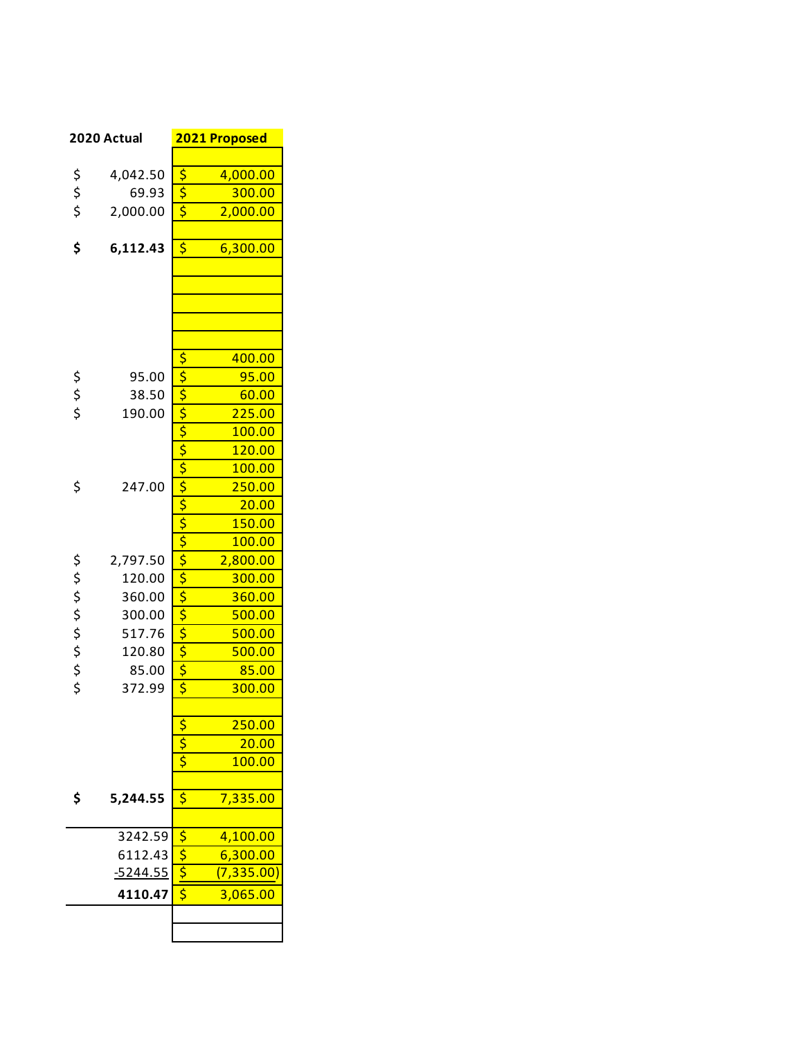| 2020 Actual | 2021 Proposed |
|---|---|
| | |
| $ 4,042.50 | $ 4,000.00 |
| $ 69.93 | $ 300.00 |
| $ 2,000.00 | $ 2,000.00 |
| | |
| **$ 6,112.43** | $ 6,300.00 |
| | |
| | |
| | |
| | |
| | |
| | $ 400.00 |
| $ 95.00 | $ 95.00 |
| $ 38.50 | $ 60.00 |
| $ 190.00 | $ 225.00 |
| | $ 100.00 |
| | $ 120.00 |
| | $ 100.00 |
| $ 247.00 | $ 250.00 |
| | $ 20.00 |
| | $ 150.00 |
| | $ 100.00 |
| $ 2,797.50 | $ 2,800.00 |
| $ 120.00 | $ 300.00 |
| $ 360.00 | $ 360.00 |
| $ 300.00 | $ 500.00 |
| $ 517.76 | $ 500.00 |
| $ 120.80 | $ 500.00 |
| $ 85.00 | $ 85.00 |
| $ 372.99 | $ 300.00 |
| | |
| | $ 250.00 |
| | $ 20.00 |
| | $ 100.00 |
| | |
| **$ 5,244.55** | $ 7,335.00 |
| | |
| 3242.59 | $ 4,100.00 |
| 6112.43 | $ 6,300.00 |
| -5244.55 | $ (7,335.00) |
| **4110.47** | $ 3,065.00 |